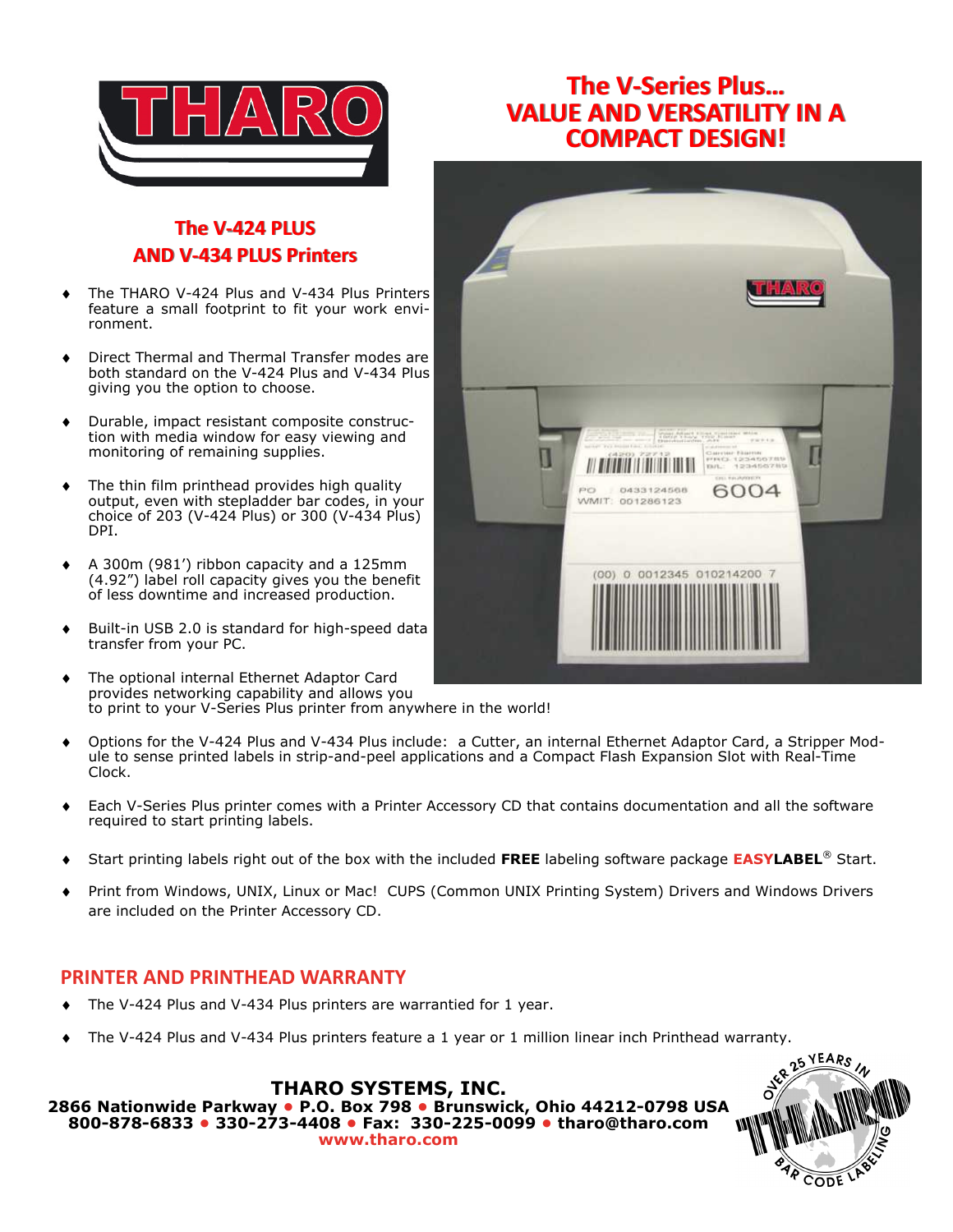# The V-Series Plus... VALUE AND VERSATILITY IN A COMPACT DESIGN!

## The V-424 PLUS AND V-434 PLUS Printers

- The THARO V-424 Plus and V-434 Plus Printers feature a small footprint to fit your work environment.
- Direct Thermal and Thermal Transfer modes are both standard on the V-424 Plus and V-434 Plus giving you the option to choose.
- Durable, impact resistant composite construction with media window for easy viewing and monitoring of remaining supplies.
- The thin film printhead provides high quality output, even with stepladder bar codes, in your choice of 203 (V-424 Plus) or 300 (V-434 Plus) DPI.
- A 300m (981') ribbon capacity and a 125mm (4.92") label roll capacity gives you the benefit of less downtime and increased production.
- Built-in USB 2.0 is standard for high-speed data transfer from your PC.
- The optional internal Ethernet Adaptor Card provides networking capability and allows you to print to your V-Series Plus printer from anywhere in the world!
- Options for the V-424 Plus and V-434 Plus include: a Cutter, an internal Ethernet Adaptor Card, a Stripper Module to sense printed labels in strip-and-peel applications and a Compact Flash Expansion Slot with Real-Time Clock.
- Each V-Series Plus printer comes with a Printer Accessory CD that contains documentation and all the software required to start printing labels.
- Start printing labels right out of the box with the included **FREE** labeling software package **EASYLABEL**® Start.
- Print from Windows, UNIX, Linux or Mac! CUPS (Common UNIX Printing System) Drivers and Windows Drivers are included on the Printer Accessory CD.

## PRINTER AND PRINTHEAD WARRANTY

- The V-424 Plus and V-434 Plus printers are warrantied for 1 year.
- The V-424 Plus and V-434 Plus printers feature a 1 year or 1 million linear inch Printhead warranty.

**THARO SYSTEMS, INC.**
**2866 Nationwide Parkway • P.O. Box 798 • Brunswick, Ohio 44212-0798 USA**
**800-878-6833 • 330-273-4408 • Fax: 330-225-0099 • tharo@tharo.com**
**www.tharo.com**

OVER 25 YEARS IN BAR CODE LABELING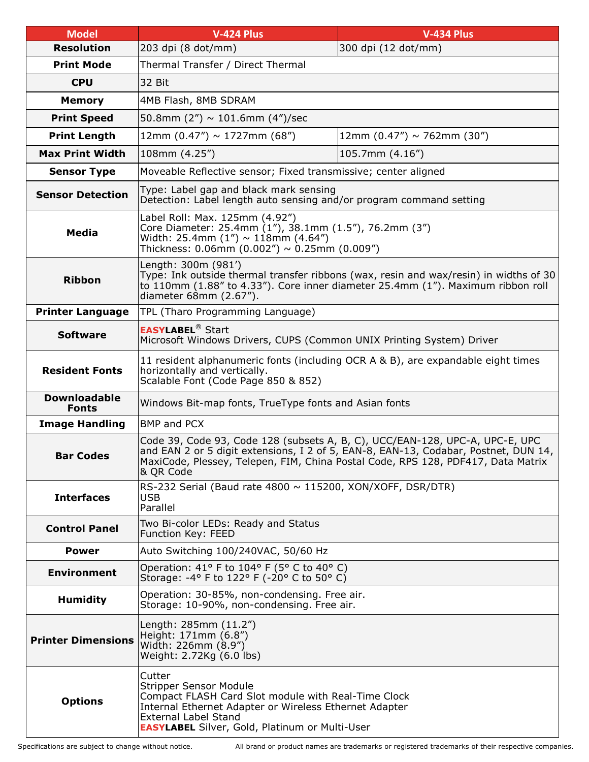| Model | V-424 Plus | V-434 Plus |
|---|---|---|
| **Resolution** | 203 dpi (8 dot/mm) | 300 dpi (12 dot/mm) |
| **Print Mode** | Thermal Transfer / Direct Thermal | |
| **CPU** | 32 Bit | |
| **Memory** | 4MB Flash, 8MB SDRAM | |
| **Print Speed** | 50.8mm (2") ~ 101.6mm (4")/sec | |
| **Print Length** | 12mm (0.47") ~ 1727mm (68") | 12mm (0.47") ~ 762mm (30") |
| **Max Print Width** | 108mm (4.25") | 105.7mm (4.16") |
| **Sensor Type** | Moveable Reflective sensor; Fixed transmissive; center aligned | |
| **Sensor Detection** | Type: Label gap and black mark sensing<br>Detection: Label length auto sensing and/or program command setting | |
| **Media** | Label Roll: Max. 125mm (4.92")<br>Core Diameter: 25.4mm (1"), 38.1mm (1.5"), 76.2mm (3")<br>Width: 25.4mm (1") ~ 118mm (4.64")<br>Thickness: 0.06mm (0.002") ~ 0.25mm (0.009") | |
| **Ribbon** | Length: 300m (981')<br>Type: Ink outside thermal transfer ribbons (wax, resin and wax/resin) in widths of 30 to 110mm (1.88" to 4.33"). Core inner diameter 25.4mm (1"). Maximum ribbon roll diameter 68mm (2.67"). | |
| **Printer Language** | TPL (Tharo Programming Language) | |
| **Software** | EASYLABEL® Start<br>Microsoft Windows Drivers, CUPS (Common UNIX Printing System) Driver | |
| **Resident Fonts** | 11 resident alphanumeric fonts (including OCR A & B), are expandable eight times horizontally and vertically.<br>Scalable Font (Code Page 850 & 852) | |
| **Downloadable Fonts** | Windows Bit-map fonts, TrueType fonts and Asian fonts | |
| **Image Handling** | BMP and PCX | |
| **Bar Codes** | Code 39, Code 93, Code 128 (subsets A, B, C), UCC/EAN-128, UPC-A, UPC-E, UPC and EAN 2 or 5 digit extensions, I 2 of 5, EAN-8, EAN-13, Codabar, Postnet, DUN 14, MaxiCode, Plessey, Telepen, FIM, China Postal Code, RPS 128, PDF417, Data Matrix & QR Code | |
| **Interfaces** | RS-232 Serial (Baud rate 4800 ~ 115200, XON/XOFF, DSR/DTR)<br>USB<br>Parallel | |
| **Control Panel** | Two Bi-color LEDs: Ready and Status<br>Function Key: FEED | |
| **Power** | Auto Switching 100/240VAC, 50/60 Hz | |
| **Environment** | Operation: 41° F to 104° F (5° C to 40° C)<br>Storage: -4° F to 122° F (-20° C to 50° C) | |
| **Humidity** | Operation: 30-85%, non-condensing. Free air.<br>Storage: 10-90%, non-condensing. Free air. | |
| **Printer Dimensions** | Length: 285mm (11.2")<br>Height: 171mm (6.8")<br>Width: 226mm (8.9")<br>Weight: 2.72Kg (6.0 lbs) | |
| **Options** | Cutter<br>Stripper Sensor Module<br>Compact FLASH Card Slot module with Real-Time Clock<br>Internal Ethernet Adapter or Wireless Ethernet Adapter<br>External Label Stand<br>EASYLABEL Silver, Gold, Platinum or Multi-User | |

Specifications are subject to change without notice. All brand or product names are trademarks or registered trademarks of their respective companies.